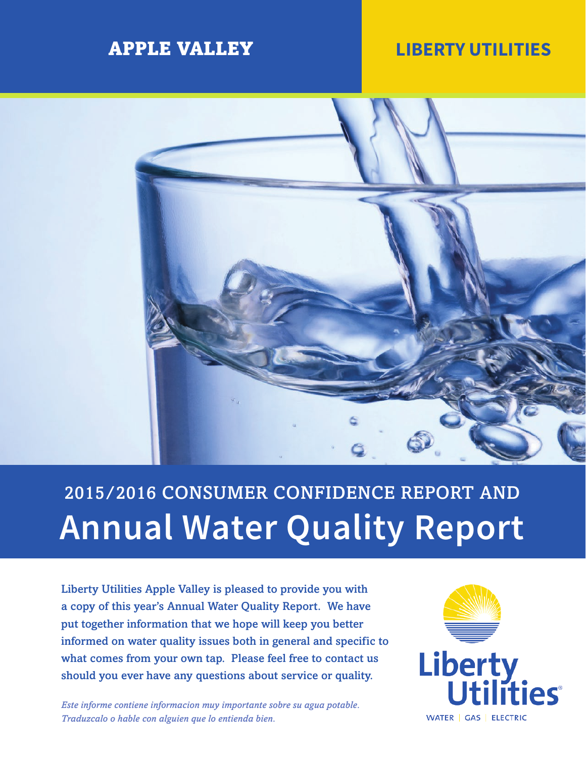APPLE VALLEY

LIBERTY UTILITIES

# 2015/2016 CONSUMER CONFIDENCE REPORT AND Annual Water Quality Report

Liberty Utilities Apple Valley is pleased to provide you with a copy of this year's Annual Water Quality Report. We have put together information that we hope will keep you better informed on water quality issues both in general and specific to what comes from your own tap. Please feel free to contact us should you ever have any questions about service or quality.

*Este informe contiene informacion muy importante sobre su agua potable. Traduzcalo o hable con alguien que lo entienda bien.*

Liberty Utilities

WATER | GAS | ELECTRIC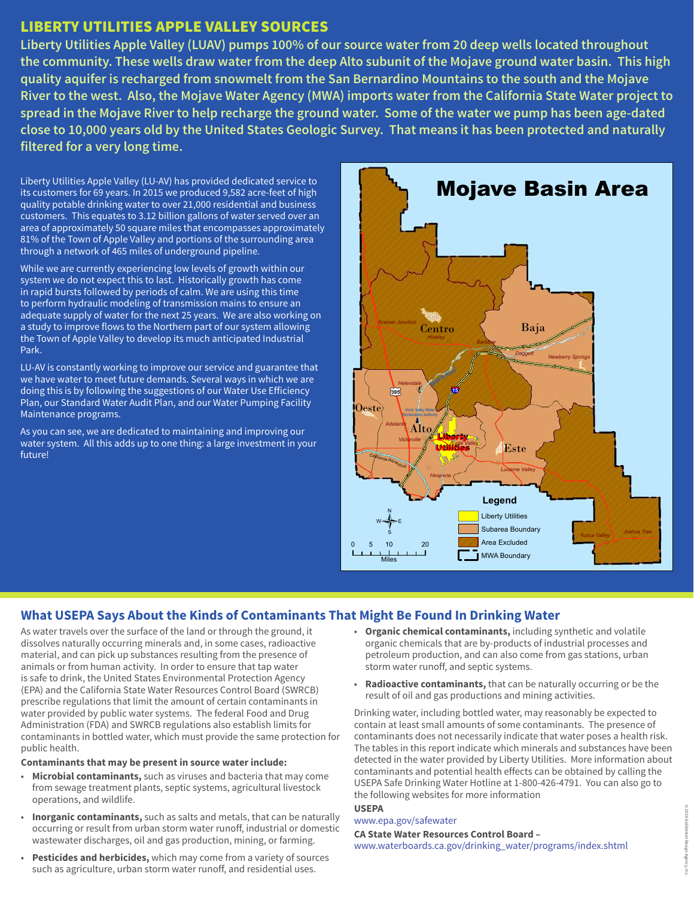## LIBERTY UTILITIES APPLE VALLEY SOURCES

**Liberty Utilities Apple Valley (LUAV) pumps 100% of our source water from 20 deep wells located throughout the community. These wells draw water from the deep Alto subunit of the Mojave ground water basin. This high quality aquifer is recharged from snowmelt from the San Bernardino Mountains to the south and the Mojave River to the west. Also, the Mojave Water Agency (MWA) imports water from the California State Water project to spread in the Mojave River to help recharge the ground water. Some of the water we pump has been age-dated close to 10,000 years old by the United States Geologic Survey. That means it has been protected and naturally filtered for a very long time.**

Liberty Utilities Apple Valley (LU-AV) has provided dedicated service to its customers for 69 years. In 2015 we produced 9,582 acre-feet of high quality potable drinking water to over 21,000 residential and business customers. This equates to 3.12 billion gallons of water served over an area of approximately 50 square miles that encompasses approximately 81% of the Town of Apple Valley and portions of the surrounding area through a network of 465 miles of underground pipeline.

While we are currently experiencing low levels of growth within our system we do not expect this to last. Historically growth has come in rapid bursts followed by periods of calm. We are using this time to perform hydraulic modeling of transmission mains to ensure an adequate supply of water for the next 25 years. We are also working on a study to improve flows to the Northern part of our system allowing the Town of Apple Valley to develop its much anticipated Industrial Park.

LU-AV is constantly working to improve our service and guarantee that we have water to meet future demands. Several ways in which we are doing this is by following the suggestions of our Water Use Efficiency Plan, our Standard Water Audit Plan, and our Water Pumping Facility Maintenance programs.

As you can see, we are dedicated to maintaining and improving our water system. All this adds up to one thing: a large investment in your future!

**Mojave Basin Area**

Legend: Liberty Utilities; Subarea Boundary; Area Excluded; MWA Boundary

## What USEPA Says About the Kinds of Contaminants That Might Be Found In Drinking Water

As water travels over the surface of the land or through the ground, it dissolves naturally occurring minerals and, in some cases, radioactive material, and can pick up substances resulting from the presence of animals or from human activity. In order to ensure that tap water is safe to drink, the United States Environmental Protection Agency (EPA) and the California State Water Resources Control Board (SWRCB) prescribe regulations that limit the amount of certain contaminants in water provided by public water systems. The federal Food and Drug Administration (FDA) and SWRCB regulations also establish limits for contaminants in bottled water, which must provide the same protection for public health.

**Contaminants that may be present in source water include:**

- **Microbial contaminants,** such as viruses and bacteria that may come from sewage treatment plants, septic systems, agricultural livestock operations, and wildlife.
- **Inorganic contaminants,** such as salts and metals, that can be naturally occurring or result from urban storm water runoff, industrial or domestic wastewater discharges, oil and gas production, mining, or farming.
- **Pesticides and herbicides,** which may come from a variety of sources such as agriculture, urban storm water runoff, and residential uses.
- **Organic chemical contaminants,** including synthetic and volatile organic chemicals that are by-products of industrial processes and petroleum production, and can also come from gas stations, urban storm water runoff, and septic systems.
- **Radioactive contaminants,** that can be naturally occurring or be the result of oil and gas productions and mining activities.

Drinking water, including bottled water, may reasonably be expected to contain at least small amounts of some contaminants. The presence of contaminants does not necessarily indicate that water poses a health risk. The tables in this report indicate which minerals and substances have been detected in the water provided by Liberty Utilities. More information about contaminants and potential health effects can be obtained by calling the USEPA Safe Drinking Water Hotline at 1-800-426-4791. You can also go to the following websites for more information

**USEPA**
www.epa.gov/safewater

**CA State Water Resources Control Board –**
www.waterboards.ca.gov/drinking_water/programs/index.shtml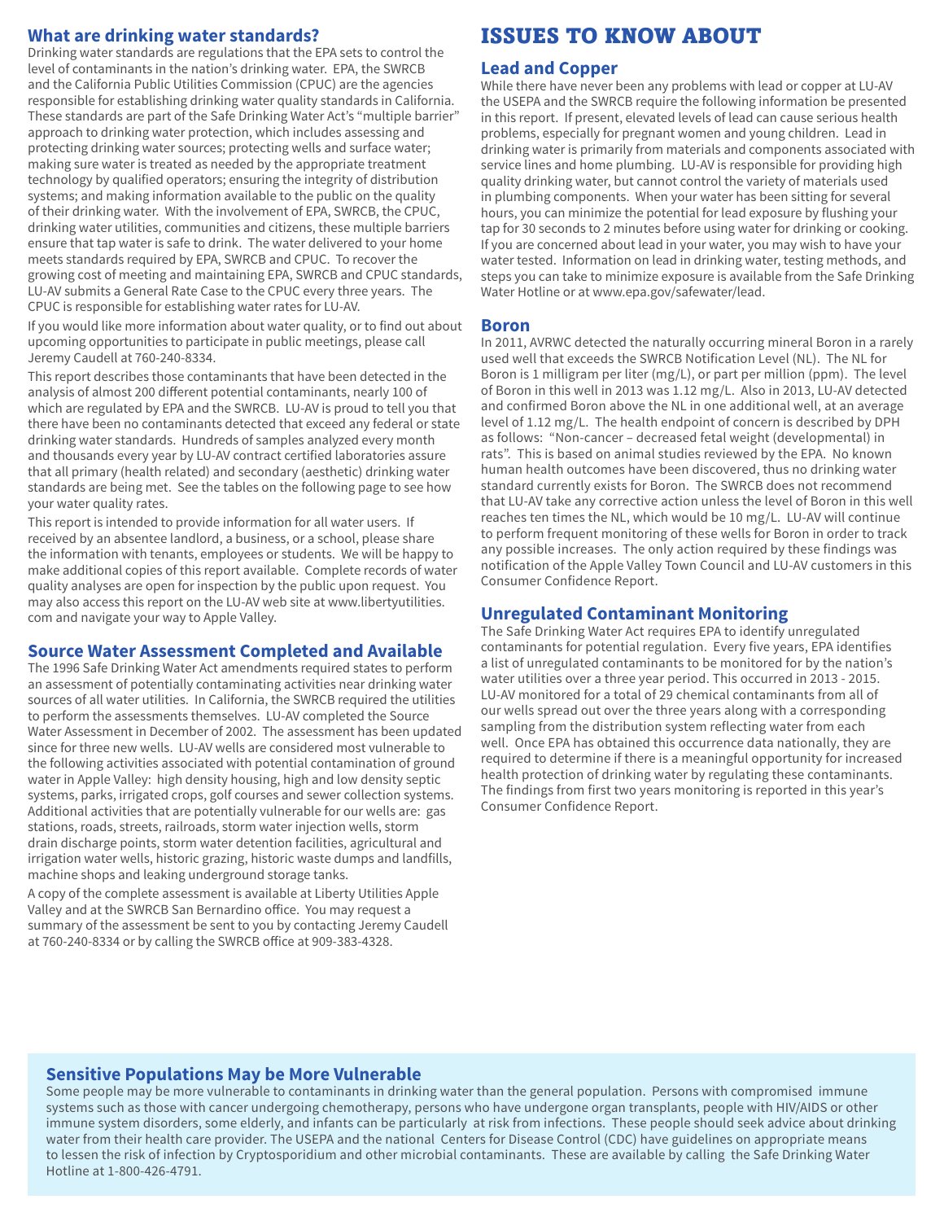## What are drinking water standards?

Drinking water standards are regulations that the EPA sets to control the level of contaminants in the nation's drinking water. EPA, the SWRCB and the California Public Utilities Commission (CPUC) are the agencies responsible for establishing drinking water quality standards in California. These standards are part of the Safe Drinking Water Act's "multiple barrier" approach to drinking water protection, which includes assessing and protecting drinking water sources; protecting wells and surface water; making sure water is treated as needed by the appropriate treatment technology by qualified operators; ensuring the integrity of distribution systems; and making information available to the public on the quality of their drinking water. With the involvement of EPA, SWRCB, the CPUC, drinking water utilities, communities and citizens, these multiple barriers ensure that tap water is safe to drink. The water delivered to your home meets standards required by EPA, SWRCB and CPUC. To recover the growing cost of meeting and maintaining EPA, SWRCB and CPUC standards, LU-AV submits a General Rate Case to the CPUC every three years. The CPUC is responsible for establishing water rates for LU-AV.

If you would like more information about water quality, or to find out about upcoming opportunities to participate in public meetings, please call Jeremy Caudell at 760-240-8334.

This report describes those contaminants that have been detected in the analysis of almost 200 different potential contaminants, nearly 100 of which are regulated by EPA and the SWRCB. LU-AV is proud to tell you that there have been no contaminants detected that exceed any federal or state drinking water standards. Hundreds of samples analyzed every month and thousands every year by LU-AV contract certified laboratories assure that all primary (health related) and secondary (aesthetic) drinking water standards are being met. See the tables on the following page to see how your water quality rates.

This report is intended to provide information for all water users. If received by an absentee landlord, a business, or a school, please share the information with tenants, employees or students. We will be happy to make additional copies of this report available. Complete records of water quality analyses are open for inspection by the public upon request. You may also access this report on the LU-AV web site at www.libertyutilities.com and navigate your way to Apple Valley.

## Source Water Assessment Completed and Available

The 1996 Safe Drinking Water Act amendments required states to perform an assessment of potentially contaminating activities near drinking water sources of all water utilities. In California, the SWRCB required the utilities to perform the assessments themselves. LU-AV completed the Source Water Assessment in December of 2002. The assessment has been updated since for three new wells. LU-AV wells are considered most vulnerable to the following activities associated with potential contamination of ground water in Apple Valley: high density housing, high and low density septic systems, parks, irrigated crops, golf courses and sewer collection systems. Additional activities that are potentially vulnerable for our wells are: gas stations, roads, streets, railroads, storm water injection wells, storm drain discharge points, storm water detention facilities, agricultural and irrigation water wells, historic grazing, historic waste dumps and landfills, machine shops and leaking underground storage tanks.

A copy of the complete assessment is available at Liberty Utilities Apple Valley and at the SWRCB San Bernardino office. You may request a summary of the assessment be sent to you by contacting Jeremy Caudell at 760-240-8334 or by calling the SWRCB office at 909-383-4328.

# ISSUES TO KNOW ABOUT

## Lead and Copper

While there have never been any problems with lead or copper at LU-AV the USEPA and the SWRCB require the following information be presented in this report. If present, elevated levels of lead can cause serious health problems, especially for pregnant women and young children. Lead in drinking water is primarily from materials and components associated with service lines and home plumbing. LU-AV is responsible for providing high quality drinking water, but cannot control the variety of materials used in plumbing components. When your water has been sitting for several hours, you can minimize the potential for lead exposure by flushing your tap for 30 seconds to 2 minutes before using water for drinking or cooking. If you are concerned about lead in your water, you may wish to have your water tested. Information on lead in drinking water, testing methods, and steps you can take to minimize exposure is available from the Safe Drinking Water Hotline or at www.epa.gov/safewater/lead.

## Boron

In 2011, AVRWC detected the naturally occurring mineral Boron in a rarely used well that exceeds the SWRCB Notification Level (NL). The NL for Boron is 1 milligram per liter (mg/L), or part per million (ppm). The level of Boron in this well in 2013 was 1.12 mg/L. Also in 2013, LU-AV detected and confirmed Boron above the NL in one additional well, at an average level of 1.12 mg/L. The health endpoint of concern is described by DPH as follows: "Non-cancer – decreased fetal weight (developmental) in rats". This is based on animal studies reviewed by the EPA. No known human health outcomes have been discovered, thus no drinking water standard currently exists for Boron. The SWRCB does not recommend that LU-AV take any corrective action unless the level of Boron in this well reaches ten times the NL, which would be 10 mg/L. LU-AV will continue to perform frequent monitoring of these wells for Boron in order to track any possible increases. The only action required by these findings was notification of the Apple Valley Town Council and LU-AV customers in this Consumer Confidence Report.

## Unregulated Contaminant Monitoring

The Safe Drinking Water Act requires EPA to identify unregulated contaminants for potential regulation. Every five years, EPA identifies a list of unregulated contaminants to be monitored for by the nation's water utilities over a three year period. This occurred in 2013 - 2015. LU-AV monitored for a total of 29 chemical contaminants from all of our wells spread out over the three years along with a corresponding sampling from the distribution system reflecting water from each well. Once EPA has obtained this occurrence data nationally, they are required to determine if there is a meaningful opportunity for increased health protection of drinking water by regulating these contaminants. The findings from first two years monitoring is reported in this year's Consumer Confidence Report.

## Sensitive Populations May be More Vulnerable

Some people may be more vulnerable to contaminants in drinking water than the general population. Persons with compromised immune systems such as those with cancer undergoing chemotherapy, persons who have undergone organ transplants, people with HIV/AIDS or other immune system disorders, some elderly, and infants can be particularly at risk from infections. These people should seek advice about drinking water from their health care provider. The USEPA and the national Centers for Disease Control (CDC) have guidelines on appropriate means to lessen the risk of infection by Cryptosporidium and other microbial contaminants. These are available by calling the Safe Drinking Water Hotline at 1-800-426-4791.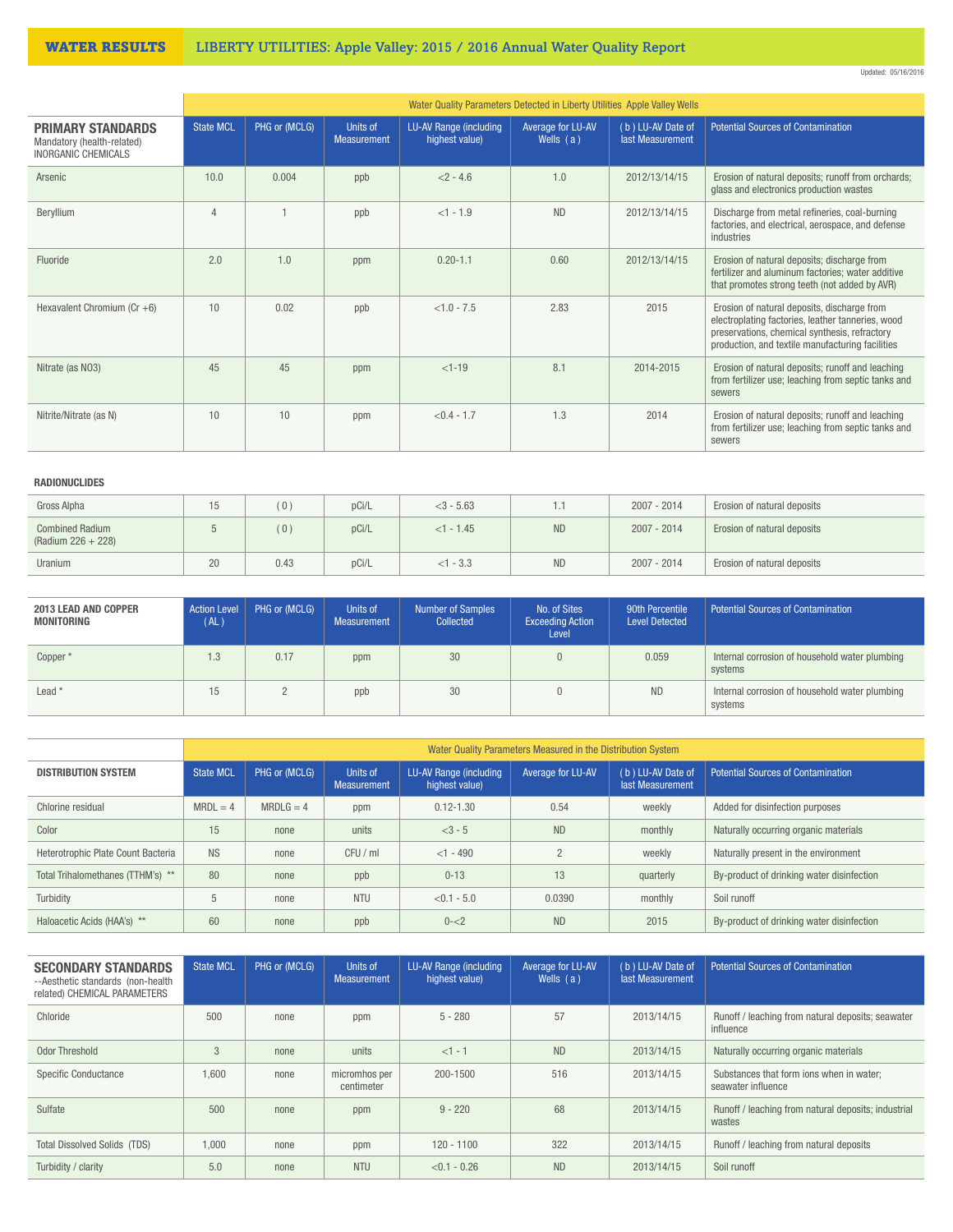**WATER RESULTS** LIBERTY UTILITIES: Apple Valley: 2015 / 2016 Annual Water Quality Report

Updated: 05/16/2016

| | Water Quality Parameters Detected in Liberty Utilities Apple Valley Wells | | | | | | |
|---|---|---|---|---|---|---|---|
| **PRIMARY STANDARDS** Mandatory (health-related) INORGANIC CHEMICALS | State MCL | PHG or (MCLG) | Units of Measurement | LU-AV Range (including highest value) | Average for LU-AV Wells (a) | (b) LU-AV Date of last Measurement | Potential Sources of Contamination |
| Arsenic | 10.0 | 0.004 | ppb | <2 - 4.6 | 1.0 | 2012/13/14/15 | Erosion of natural deposits; runoff from orchards; glass and electronics production wastes |
| Beryllium | 4 | 1 | ppb | <1 - 1.9 | ND | 2012/13/14/15 | Discharge from metal refineries, coal-burning factories, and electrical, aerospace, and defense industries |
| Fluoride | 2.0 | 1.0 | ppm | 0.20-1.1 | 0.60 | 2012/13/14/15 | Erosion of natural deposits; discharge from fertilizer and aluminum factories; water additive that promotes strong teeth (not added by AVR) |
| Hexavalent Chromium (Cr +6) | 10 | 0.02 | ppb | <1.0 - 7.5 | 2.83 | 2015 | Erosion of natural deposits, discharge from electroplating factories, leather tanneries, wood preservations, chemical synthesis, refractory production, and textile manufacturing facilities |
| Nitrate (as NO3) | 45 | 45 | ppm | <1-19 | 8.1 | 2014-2015 | Erosion of natural deposits; runoff and leaching from fertilizer use; leaching from septic tanks and sewers |
| Nitrite/Nitrate (as N) | 10 | 10 | ppm | <0.4 - 1.7 | 1.3 | 2014 | Erosion of natural deposits; runoff and leaching from fertilizer use; leaching from septic tanks and sewers |

**RADIONUCLIDES**

| | | | | | | | |
|---|---|---|---|---|---|---|---|
| Gross Alpha | 15 | (0) | pCi/L | <3 - 5.63 | 1.1 | 2007 - 2014 | Erosion of natural deposits |
| Combined Radium (Radium 226 + 228) | 5 | (0) | pCi/L | <1 - 1.45 | ND | 2007 - 2014 | Erosion of natural deposits |
| Uranium | 20 | 0.43 | pCi/L | <1 - 3.3 | ND | 2007 - 2014 | Erosion of natural deposits |

| **2013 LEAD AND COPPER MONITORING** | Action Level (AL) | PHG or (MCLG) | Units of Measurement | Number of Samples Collected | No. of Sites Exceeding Action Level | 90th Percentile Level Detected | Potential Sources of Contamination |
|---|---|---|---|---|---|---|---|
| Copper * | 1.3 | 0.17 | ppm | 30 | 0 | 0.059 | Internal corrosion of household water plumbing systems |
| Lead * | 15 | 2 | ppb | 30 | 0 | ND | Internal corrosion of household water plumbing systems |

| | Water Quality Parameters Measured in the Distribution System | | | | | | |
|---|---|---|---|---|---|---|---|
| **DISTRIBUTION SYSTEM** | State MCL | PHG or (MCLG) | Units of Measurement | LU-AV Range (including highest value) | Average for LU-AV | (b) LU-AV Date of last Measurement | Potential Sources of Contamination |
| Chlorine residual | MRDL = 4 | MRDLG = 4 | ppm | 0.12-1.30 | 0.54 | weekly | Added for disinfection purposes |
| Color | 15 | none | units | <3 - 5 | ND | monthly | Naturally occurring organic materials |
| Heterotrophic Plate Count Bacteria | NS | none | CFU / ml | <1 - 490 | 2 | weekly | Naturally present in the environment |
| Total Trihalomethanes (TTHM's) ** | 80 | none | ppb | 0-13 | 13 | quarterly | By-product of drinking water disinfection |
| Turbidity | 5 | none | NTU | <0.1 - 5.0 | 0.0390 | monthly | Soil runoff |
| Haloacetic Acids (HAA's) ** | 60 | none | ppb | 0-<2 | ND | 2015 | By-product of drinking water disinfection |

| **SECONDARY STANDARDS** --Aesthetic standards (non-health related) CHEMICAL PARAMETERS | State MCL | PHG or (MCLG) | Units of Measurement | LU-AV Range (including highest value) | Average for LU-AV Wells (a) | (b) LU-AV Date of last Measurement | Potential Sources of Contamination |
|---|---|---|---|---|---|---|---|
| Chloride | 500 | none | ppm | 5 - 280 | 57 | 2013/14/15 | Runoff / leaching from natural deposits; seawater influence |
| Odor Threshold | 3 | none | units | <1 - 1 | ND | 2013/14/15 | Naturally occurring organic materials |
| Specific Conductance | 1,600 | none | micromhos per centimeter | 200-1500 | 516 | 2013/14/15 | Substances that form ions when in water; seawater influence |
| Sulfate | 500 | none | ppm | 9 - 220 | 68 | 2013/14/15 | Runoff / leaching from natural deposits; industrial wastes |
| Total Dissolved Solids (TDS) | 1,000 | none | ppm | 120 - 1100 | 322 | 2013/14/15 | Runoff / leaching from natural deposits |
| Turbidity / clarity | 5.0 | none | NTU | <0.1 - 0.26 | ND | 2013/14/15 | Soil runoff |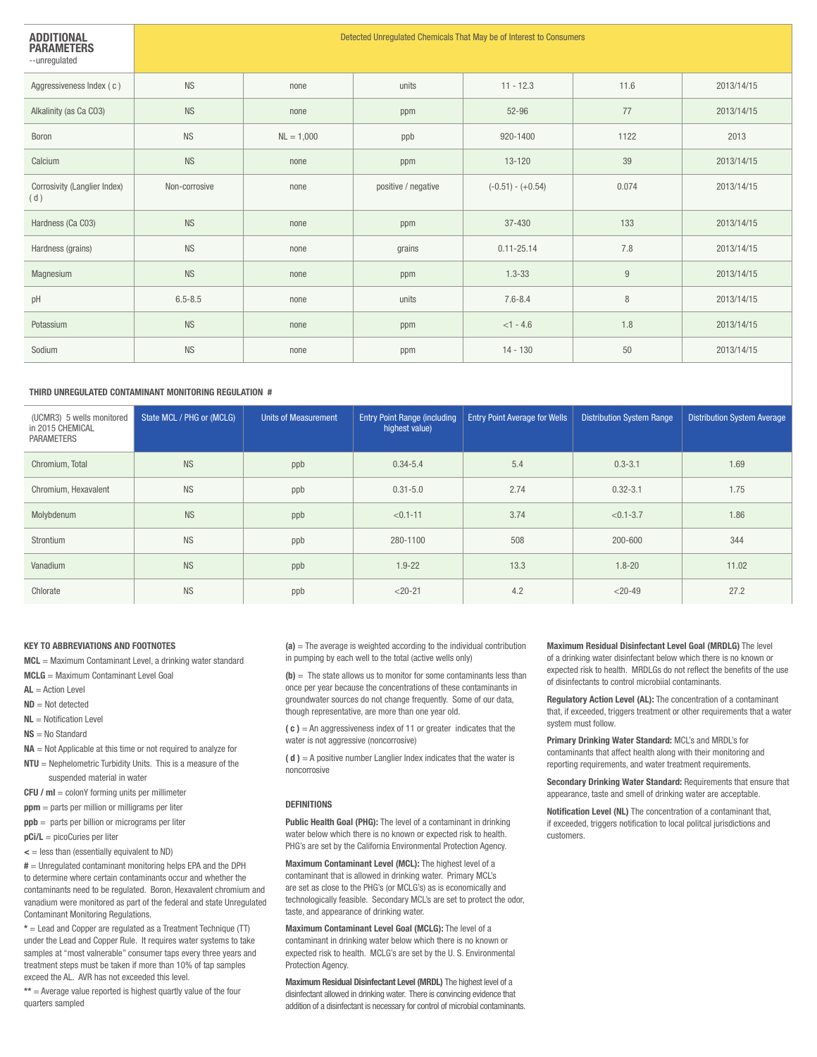| ADDITIONAL PARAMETERS --unregulated | Detected Unregulated Chemicals That May be of Interest to Consumers | | | | |
|---|---|---|---|---|---|
| Aggressiveness Index ( c ) | NS | none | units | 11 - 12.3 | 11.6 | 2013/14/15 |
| Alkalinity (as Ca CO3) | NS | none | ppm | 52-96 | 77 | 2013/14/15 |
| Boron | NS | NL = 1,000 | ppb | 920-1400 | 1122 | 2013 |
| Calcium | NS | none | ppm | 13-120 | 39 | 2013/14/15 |
| Corrosivity (Langlier Index) ( d ) | Non-corrosive | none | positive / negative | (-0.51) - (+0.54) | 0.074 | 2013/14/15 |
| Hardness (Ca C03) | NS | none | ppm | 37-430 | 133 | 2013/14/15 |
| Hardness (grains) | NS | none | grains | 0.11-25.14 | 7.8 | 2013/14/15 |
| Magnesium | NS | none | ppm | 1.3-33 | 9 | 2013/14/15 |
| pH | 6.5-8.5 | none | units | 7.6-8.4 | 8 | 2013/14/15 |
| Potassium | NS | none | ppm | <1 - 4.6 | 1.8 | 2013/14/15 |
| Sodium | NS | none | ppm | 14 - 130 | 50 | 2013/14/15 |

**THIRD UNREGULATED CONTAMINANT MONITORING REGULATION #**

| (UCMR3) 5 wells monitored in 2015 CHEMICAL PARAMETERS | State MCL / PHG or (MCLG) | Units of Measurement | Entry Point Range (including highest value) | Entry Point Average for Wells | Distribution System Range | Distribution System Average |
|---|---|---|---|---|---|---|
| Chromium, Total | NS | ppb | 0.34-5.4 | 5.4 | 0.3-3.1 | 1.69 |
| Chromium, Hexavalent | NS | ppb | 0.31-5.0 | 2.74 | 0.32-3.1 | 1.75 |
| Molybdenum | NS | ppb | <0.1-11 | 3.74 | <0.1-3.7 | 1.86 |
| Strontium | NS | ppb | 280-1100 | 508 | 200-600 | 344 |
| Vanadium | NS | ppb | 1.9-22 | 13.3 | 1.8-20 | 11.02 |
| Chlorate | NS | ppb | <20-21 | 4.2 | <20-49 | 27.2 |

**KEY TO ABBREVIATIONS AND FOOTNOTES**

**MCL** = Maximum Contaminant Level, a drinking water standard

**MCLG** = Maximum Contaminant Level Goal

**AL** = Action Level

**ND** = Not detected

**NL** = Notification Level

**NS** = No Standard

**NA** = Not Applicable at this time or not required to analyze for

**NTU** = Nephelometric Turbidity Units. This is a measure of the suspended material in water

**CFU / ml** = colonY forming units per millimeter

**ppm** = parts per million or milligrams per liter

**ppb** = parts per billion or micrograms per liter

**pCi/L** = picoCuries per liter

**<** = less than (essentially equivalent to ND)

**#** = Unregulated contaminant monitoring helps EPA and the DPH to determine where certain contaminants occur and whether the contaminants need to be regulated. Boron, Hexavalent chromium and vanadium were monitored as part of the federal and state Unregulated Contaminant Monitoring Regulations.

**\*** = Lead and Copper are regulated as a Treatment Technique (TT) under the Lead and Copper Rule. It requires water systems to take samples at "most valnerable" consumer taps every three years and treatment steps must be taken if more than 10% of tap samples exceed the AL. AVR has not exceeded this level.

**\*\*** = Average value reported is highest quartly value of the four quarters sampled

**(a)** = The average is weighted according to the individual contribution in pumping by each well to the total (active wells only)

**(b)** = The state allows us to monitor for some contaminants less than once per year because the concentrations of these contaminants in groundwater sources do not change frequently. Some of our data, though representative, are more than one year old.

**( c )** = An aggressiveness index of 11 or greater indicates that the water is not aggressive (noncorrosive)

**( d )** = A positive number Langlier Index indicates that the water is noncorrosive

**DEFINITIONS**

**Public Health Goal (PHG):** The level of a contaminant in drinking water below which there is no known or expected risk to health. PHG's are set by the California Environmental Protection Agency.

**Maximum Contaminant Level (MCL):** The highest level of a contaminant that is allowed in drinking water. Primary MCL's are set as close to the PHG's (or MCLG's) as is economically and technologically feasible. Secondary MCL's are set to protect the odor, taste, and appearance of drinking water.

**Maximum Contaminant Level Goal (MCLG):** The level of a contaminant in drinking water below which there is no known or expected risk to health. MCLG's are set by the U. S. Environmental Protection Agency.

**Maximum Residual Disinfectant Level (MRDL)** The highest level of a disinfectant allowed in drinking water. There is convincing evidence that addition of a disinfectant is necessary for control of microbial contaminants.

**Maximum Residual Disinfectant Level Goal (MRDLG)** The level of a drinking water disinfectant below which there is no known or expected risk to health. MRDLGs do not reflect the benefits of the use of disinfectants to control microbiial contaminants.

**Regulatory Action Level (AL):** The concentration of a contaminant that, if exceeded, triggers treatment or other requirements that a water system must follow.

**Primary Drinking Water Standard:** MCL's and MRDL's for contaminants that affect health along with their monitoring and reporting requirements, and water treatment requirements.

**Secondary Drinking Water Standard:** Requirements that ensure that appearance, taste and smell of drinking water are acceptable.

**Notification Level (NL)** The concentration of a contaminant that, if exceeded, triggers notification to local politcal jurisdictions and customers.